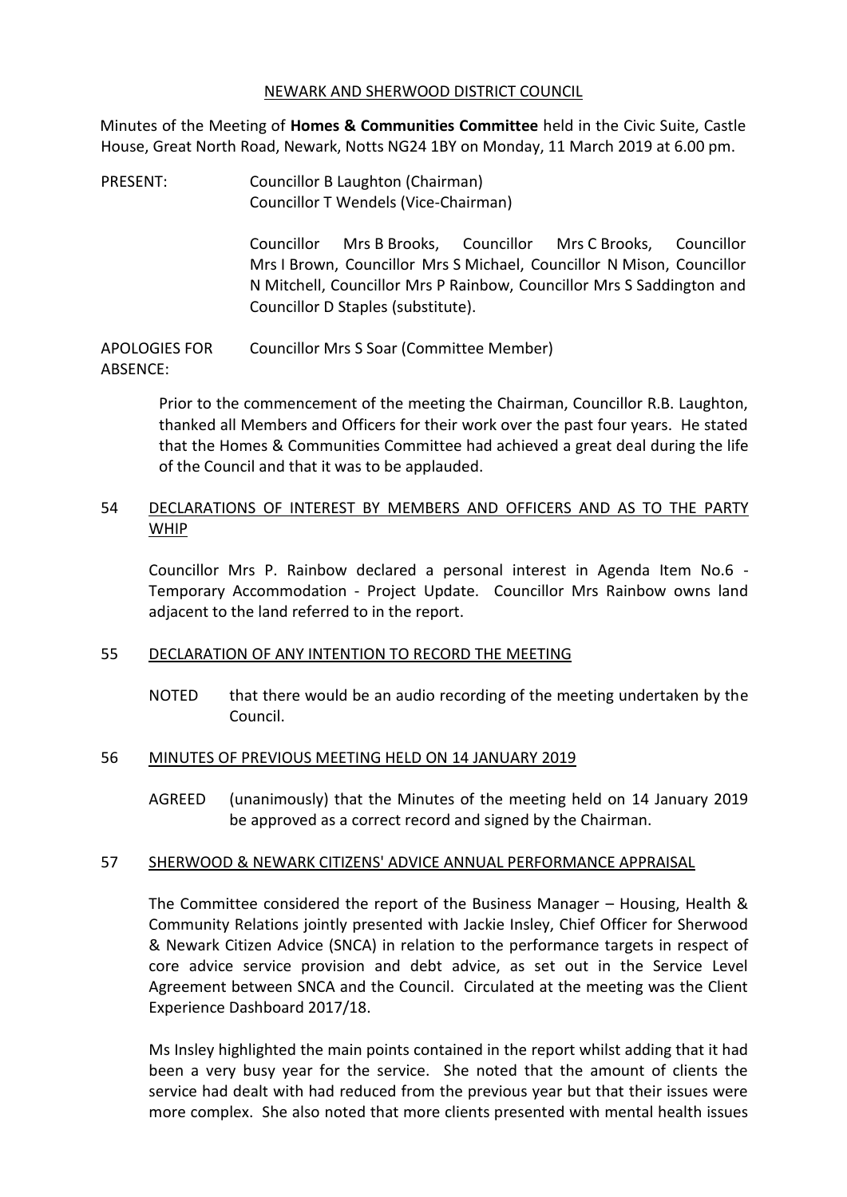NEWARK AND SHERWOOD DISTRICT COUNCIL

Minutes of the Meeting of **Homes & Communities Committee** held in the Civic Suite, Castle House, Great North Road, Newark, Notts NG24 1BY on Monday, 11 March 2019 at 6.00 pm.

PRESENT: Councillor B Laughton (Chairman)
Councillor T Wendels (Vice-Chairman)

Councillor Mrs B Brooks, Councillor Mrs C Brooks, Councillor Mrs I Brown, Councillor Mrs S Michael, Councillor N Mison, Councillor N Mitchell, Councillor Mrs P Rainbow, Councillor Mrs S Saddington and Councillor D Staples (substitute).

APOLOGIES FOR ABSENCE: Councillor Mrs S Soar (Committee Member)

Prior to the commencement of the meeting the Chairman, Councillor R.B. Laughton, thanked all Members and Officers for their work over the past four years. He stated that the Homes & Communities Committee had achieved a great deal during the life of the Council and that it was to be applauded.

## 54 DECLARATIONS OF INTEREST BY MEMBERS AND OFFICERS AND AS TO THE PARTY WHIP

Councillor Mrs P. Rainbow declared a personal interest in Agenda Item No.6 - Temporary Accommodation - Project Update. Councillor Mrs Rainbow owns land adjacent to the land referred to in the report.

## 55 DECLARATION OF ANY INTENTION TO RECORD THE MEETING

NOTED that there would be an audio recording of the meeting undertaken by the Council.

## 56 MINUTES OF PREVIOUS MEETING HELD ON 14 JANUARY 2019

AGREED (unanimously) that the Minutes of the meeting held on 14 January 2019 be approved as a correct record and signed by the Chairman.

## 57 SHERWOOD & NEWARK CITIZENS' ADVICE ANNUAL PERFORMANCE APPRAISAL

The Committee considered the report of the Business Manager – Housing, Health & Community Relations jointly presented with Jackie Insley, Chief Officer for Sherwood & Newark Citizen Advice (SNCA) in relation to the performance targets in respect of core advice service provision and debt advice, as set out in the Service Level Agreement between SNCA and the Council. Circulated at the meeting was the Client Experience Dashboard 2017/18.

Ms Insley highlighted the main points contained in the report whilst adding that it had been a very busy year for the service. She noted that the amount of clients the service had dealt with had reduced from the previous year but that their issues were more complex. She also noted that more clients presented with mental health issues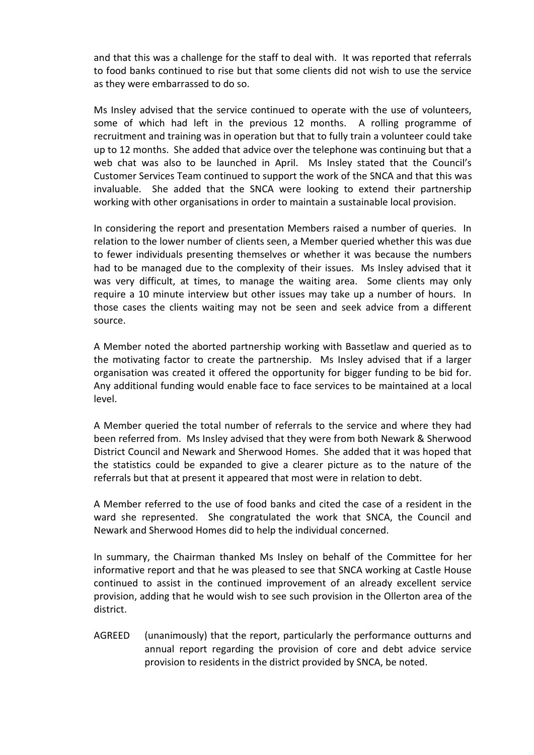and that this was a challenge for the staff to deal with. It was reported that referrals to food banks continued to rise but that some clients did not wish to use the service as they were embarrassed to do so.

Ms Insley advised that the service continued to operate with the use of volunteers, some of which had left in the previous 12 months. A rolling programme of recruitment and training was in operation but that to fully train a volunteer could take up to 12 months. She added that advice over the telephone was continuing but that a web chat was also to be launched in April. Ms Insley stated that the Council's Customer Services Team continued to support the work of the SNCA and that this was invaluable. She added that the SNCA were looking to extend their partnership working with other organisations in order to maintain a sustainable local provision.

In considering the report and presentation Members raised a number of queries. In relation to the lower number of clients seen, a Member queried whether this was due to fewer individuals presenting themselves or whether it was because the numbers had to be managed due to the complexity of their issues. Ms Insley advised that it was very difficult, at times, to manage the waiting area. Some clients may only require a 10 minute interview but other issues may take up a number of hours. In those cases the clients waiting may not be seen and seek advice from a different source.

A Member noted the aborted partnership working with Bassetlaw and queried as to the motivating factor to create the partnership. Ms Insley advised that if a larger organisation was created it offered the opportunity for bigger funding to be bid for. Any additional funding would enable face to face services to be maintained at a local level.

A Member queried the total number of referrals to the service and where they had been referred from. Ms Insley advised that they were from both Newark & Sherwood District Council and Newark and Sherwood Homes. She added that it was hoped that the statistics could be expanded to give a clearer picture as to the nature of the referrals but that at present it appeared that most were in relation to debt.

A Member referred to the use of food banks and cited the case of a resident in the ward she represented. She congratulated the work that SNCA, the Council and Newark and Sherwood Homes did to help the individual concerned.

In summary, the Chairman thanked Ms Insley on behalf of the Committee for her informative report and that he was pleased to see that SNCA working at Castle House continued to assist in the continued improvement of an already excellent service provision, adding that he would wish to see such provision in the Ollerton area of the district.

AGREED (unanimously) that the report, particularly the performance outturns and annual report regarding the provision of core and debt advice service provision to residents in the district provided by SNCA, be noted.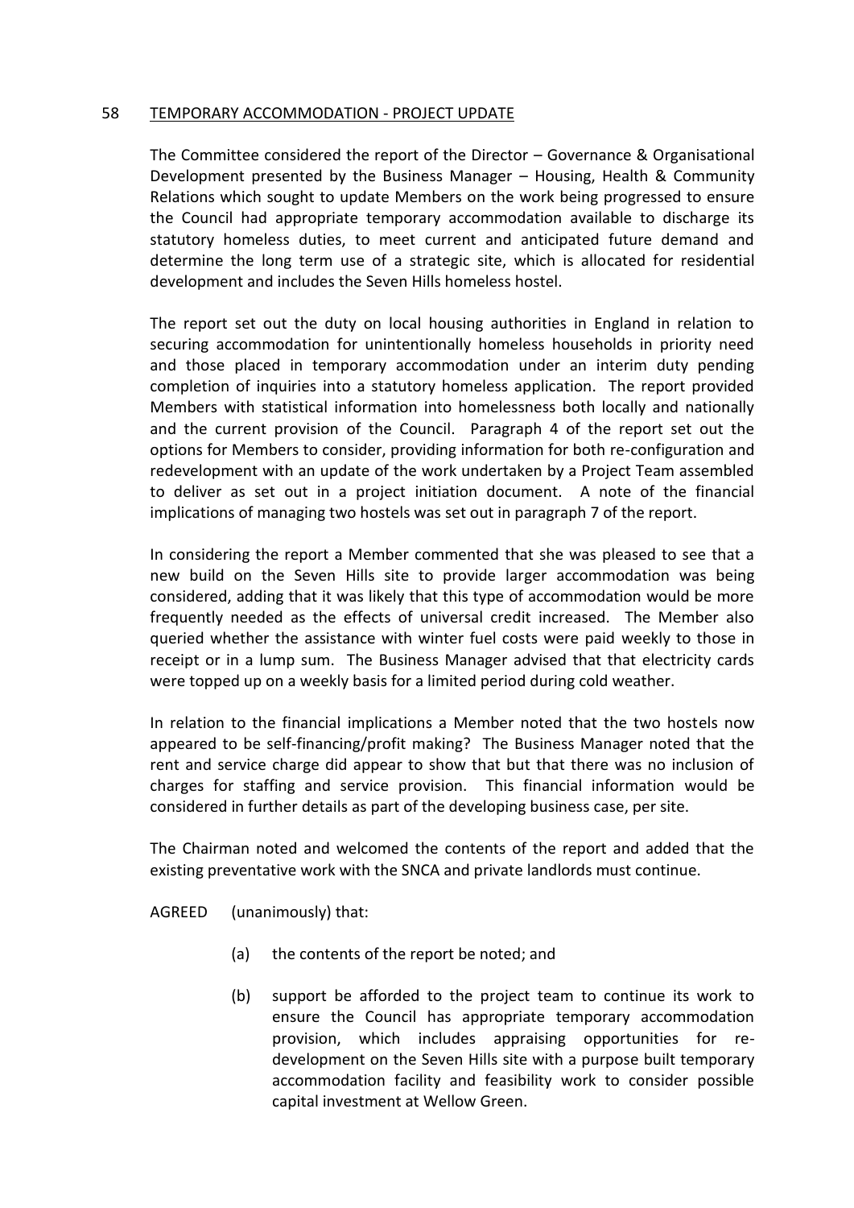## 58 TEMPORARY ACCOMMODATION - PROJECT UPDATE

The Committee considered the report of the Director – Governance & Organisational Development presented by the Business Manager – Housing, Health & Community Relations which sought to update Members on the work being progressed to ensure the Council had appropriate temporary accommodation available to discharge its statutory homeless duties, to meet current and anticipated future demand and determine the long term use of a strategic site, which is allocated for residential development and includes the Seven Hills homeless hostel.

The report set out the duty on local housing authorities in England in relation to securing accommodation for unintentionally homeless households in priority need and those placed in temporary accommodation under an interim duty pending completion of inquiries into a statutory homeless application. The report provided Members with statistical information into homelessness both locally and nationally and the current provision of the Council. Paragraph 4 of the report set out the options for Members to consider, providing information for both re-configuration and redevelopment with an update of the work undertaken by a Project Team assembled to deliver as set out in a project initiation document. A note of the financial implications of managing two hostels was set out in paragraph 7 of the report.

In considering the report a Member commented that she was pleased to see that a new build on the Seven Hills site to provide larger accommodation was being considered, adding that it was likely that this type of accommodation would be more frequently needed as the effects of universal credit increased. The Member also queried whether the assistance with winter fuel costs were paid weekly to those in receipt or in a lump sum. The Business Manager advised that that electricity cards were topped up on a weekly basis for a limited period during cold weather.

In relation to the financial implications a Member noted that the two hostels now appeared to be self-financing/profit making? The Business Manager noted that the rent and service charge did appear to show that but that there was no inclusion of charges for staffing and service provision. This financial information would be considered in further details as part of the developing business case, per site.

The Chairman noted and welcomed the contents of the report and added that the existing preventative work with the SNCA and private landlords must continue.

AGREED (unanimously) that:

(a) the contents of the report be noted; and

(b) support be afforded to the project team to continue its work to ensure the Council has appropriate temporary accommodation provision, which includes appraising opportunities for re-development on the Seven Hills site with a purpose built temporary accommodation facility and feasibility work to consider possible capital investment at Wellow Green.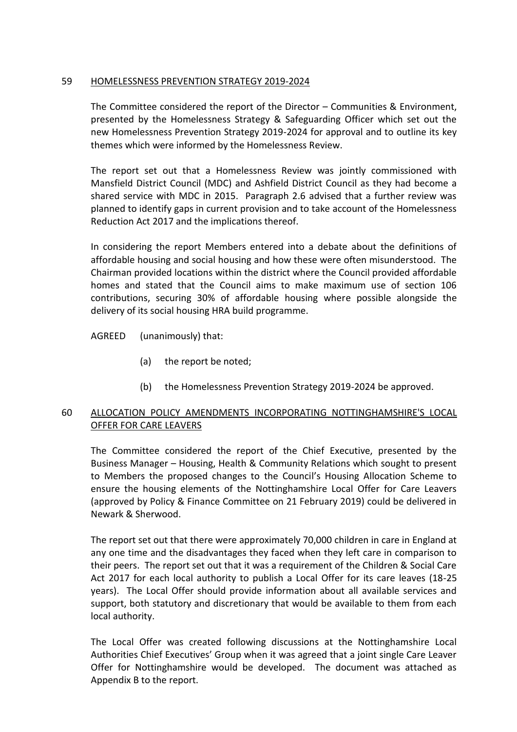## 59 HOMELESSNESS PREVENTION STRATEGY 2019-2024

The Committee considered the report of the Director – Communities & Environment, presented by the Homelessness Strategy & Safeguarding Officer which set out the new Homelessness Prevention Strategy 2019-2024 for approval and to outline its key themes which were informed by the Homelessness Review.

The report set out that a Homelessness Review was jointly commissioned with Mansfield District Council (MDC) and Ashfield District Council as they had become a shared service with MDC in 2015. Paragraph 2.6 advised that a further review was planned to identify gaps in current provision and to take account of the Homelessness Reduction Act 2017 and the implications thereof.

In considering the report Members entered into a debate about the definitions of affordable housing and social housing and how these were often misunderstood. The Chairman provided locations within the district where the Council provided affordable homes and stated that the Council aims to make maximum use of section 106 contributions, securing 30% of affordable housing where possible alongside the delivery of its social housing HRA build programme.

AGREED (unanimously) that:

(a) the report be noted;

(b) the Homelessness Prevention Strategy 2019-2024 be approved.

## 60 ALLOCATION POLICY AMENDMENTS INCORPORATING NOTTINGHAMSHIRE'S LOCAL OFFER FOR CARE LEAVERS

The Committee considered the report of the Chief Executive, presented by the Business Manager – Housing, Health & Community Relations which sought to present to Members the proposed changes to the Council's Housing Allocation Scheme to ensure the housing elements of the Nottinghamshire Local Offer for Care Leavers (approved by Policy & Finance Committee on 21 February 2019) could be delivered in Newark & Sherwood.

The report set out that there were approximately 70,000 children in care in England at any one time and the disadvantages they faced when they left care in comparison to their peers. The report set out that it was a requirement of the Children & Social Care Act 2017 for each local authority to publish a Local Offer for its care leaves (18-25 years). The Local Offer should provide information about all available services and support, both statutory and discretionary that would be available to them from each local authority.

The Local Offer was created following discussions at the Nottinghamshire Local Authorities Chief Executives' Group when it was agreed that a joint single Care Leaver Offer for Nottinghamshire would be developed. The document was attached as Appendix B to the report.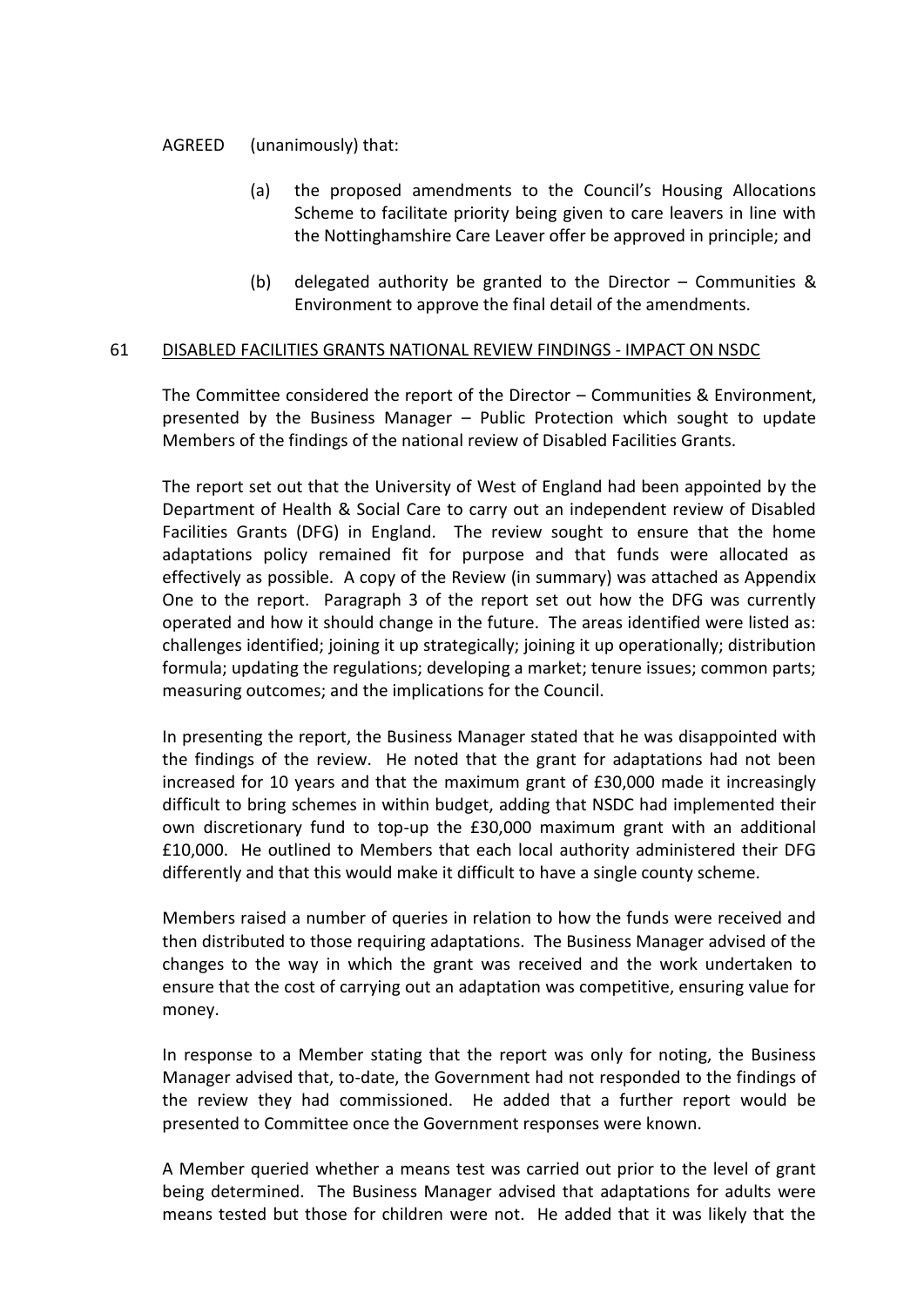AGREED (unanimously) that:

(a) the proposed amendments to the Council's Housing Allocations Scheme to facilitate priority being given to care leavers in line with the Nottinghamshire Care Leaver offer be approved in principle; and

(b) delegated authority be granted to the Director – Communities & Environment to approve the final detail of the amendments.

61 DISABLED FACILITIES GRANTS NATIONAL REVIEW FINDINGS - IMPACT ON NSDC

The Committee considered the report of the Director – Communities & Environment, presented by the Business Manager – Public Protection which sought to update Members of the findings of the national review of Disabled Facilities Grants.

The report set out that the University of West of England had been appointed by the Department of Health & Social Care to carry out an independent review of Disabled Facilities Grants (DFG) in England. The review sought to ensure that the home adaptations policy remained fit for purpose and that funds were allocated as effectively as possible. A copy of the Review (in summary) was attached as Appendix One to the report. Paragraph 3 of the report set out how the DFG was currently operated and how it should change in the future. The areas identified were listed as: challenges identified; joining it up strategically; joining it up operationally; distribution formula; updating the regulations; developing a market; tenure issues; common parts; measuring outcomes; and the implications for the Council.

In presenting the report, the Business Manager stated that he was disappointed with the findings of the review. He noted that the grant for adaptations had not been increased for 10 years and that the maximum grant of £30,000 made it increasingly difficult to bring schemes in within budget, adding that NSDC had implemented their own discretionary fund to top-up the £30,000 maximum grant with an additional £10,000. He outlined to Members that each local authority administered their DFG differently and that this would make it difficult to have a single county scheme.

Members raised a number of queries in relation to how the funds were received and then distributed to those requiring adaptations. The Business Manager advised of the changes to the way in which the grant was received and the work undertaken to ensure that the cost of carrying out an adaptation was competitive, ensuring value for money.

In response to a Member stating that the report was only for noting, the Business Manager advised that, to-date, the Government had not responded to the findings of the review they had commissioned. He added that a further report would be presented to Committee once the Government responses were known.

A Member queried whether a means test was carried out prior to the level of grant being determined. The Business Manager advised that adaptations for adults were means tested but those for children were not. He added that it was likely that the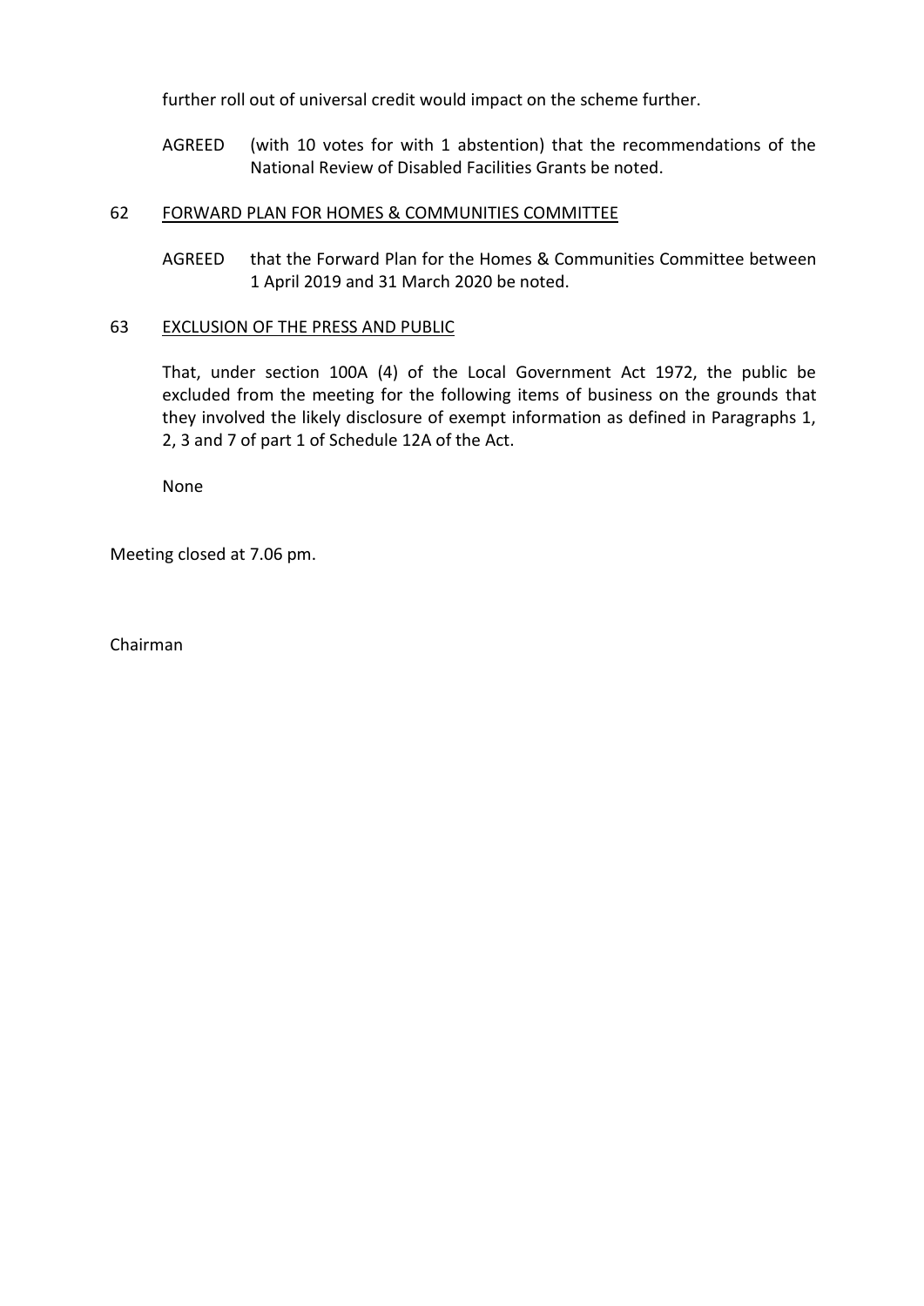further roll out of universal credit would impact on the scheme further.

AGREED (with 10 votes for with 1 abstention) that the recommendations of the National Review of Disabled Facilities Grants be noted.

## 62 FORWARD PLAN FOR HOMES & COMMUNITIES COMMITTEE

AGREED that the Forward Plan for the Homes & Communities Committee between 1 April 2019 and 31 March 2020 be noted.

## 63 EXCLUSION OF THE PRESS AND PUBLIC

That, under section 100A (4) of the Local Government Act 1972, the public be excluded from the meeting for the following items of business on the grounds that they involved the likely disclosure of exempt information as defined in Paragraphs 1, 2, 3 and 7 of part 1 of Schedule 12A of the Act.

None

Meeting closed at 7.06 pm.

Chairman